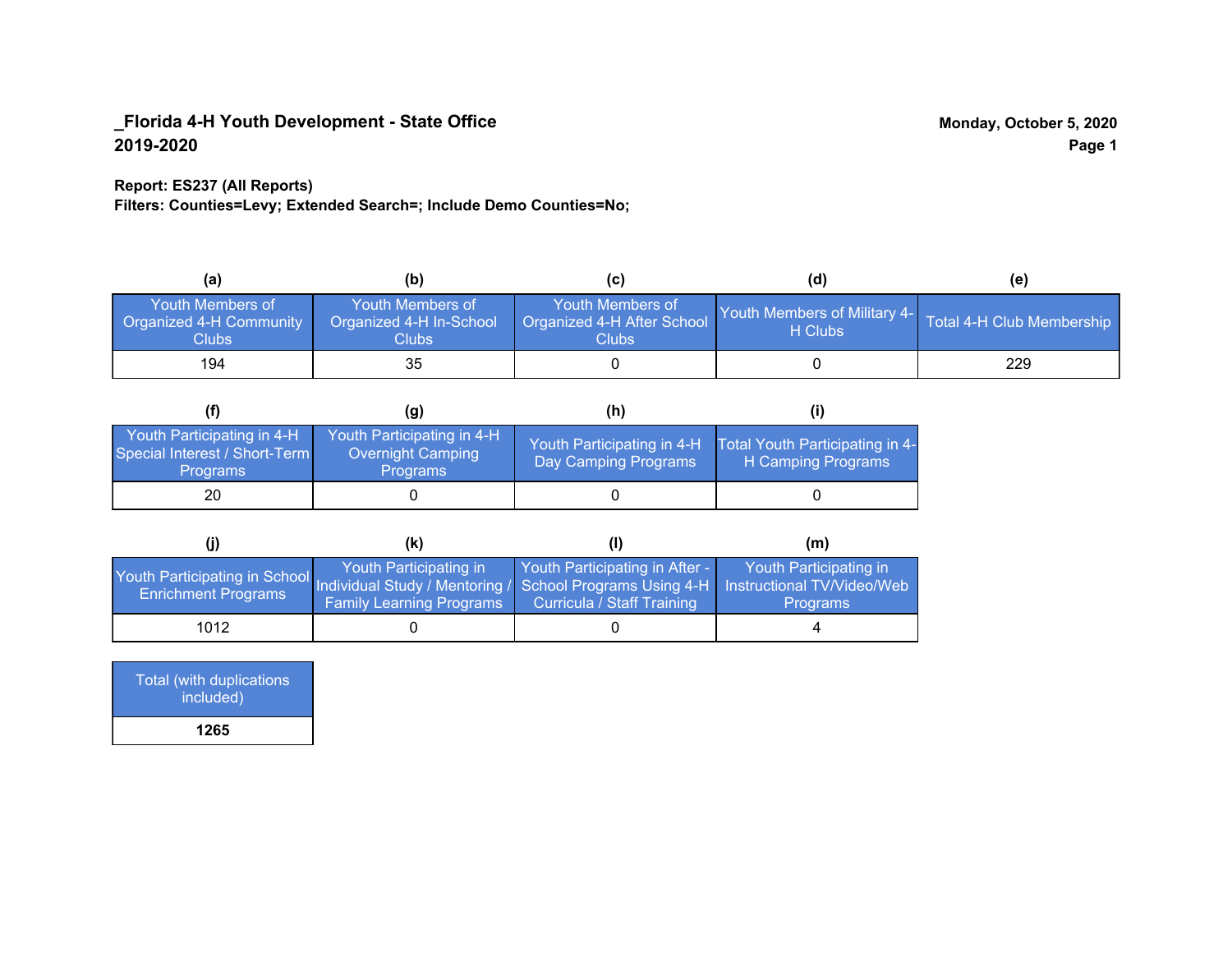**_Florida 4-H Youth Development - State Office**
**2019-2020**

**Monday, October 5, 2020**

**Report: ES237 (All Reports)**
**Filters: Counties=Levy; Extended Search=; Include Demo Counties=No;**

| (a) | (b) | (c) | (d) | (e) |
|---|---|---|---|---|
| Youth Members of Organized 4-H Community Clubs | Youth Members of Organized 4-H In-School Clubs | Youth Members of Organized 4-H After School Clubs | Youth Members of Military 4-H Clubs | Total 4-H Club Membership |
| 194 | 35 | 0 | 0 | 229 |

| (f) | (g) | (h) | (i) |
|---|---|---|---|
| Youth Participating in 4-H Special Interest / Short-Term Programs | Youth Participating in 4-H Overnight Camping Programs | Youth Participating in 4-H Day Camping Programs | Total Youth Participating in 4-H Camping Programs |
| 20 | 0 | 0 | 0 |

| (j) | (k) | (l) | (m) |
|---|---|---|---|
| Youth Participating in School Enrichment Programs | Youth Participating in Individual Study / Mentoring / Family Learning Programs | Youth Participating in After - School Programs Using 4-H Curricula / Staff Training | Youth Participating in Instructional TV/Video/Web Programs |
| 1012 | 0 | 0 | 4 |

| Total (with duplications included) |
|---|
| **1265** |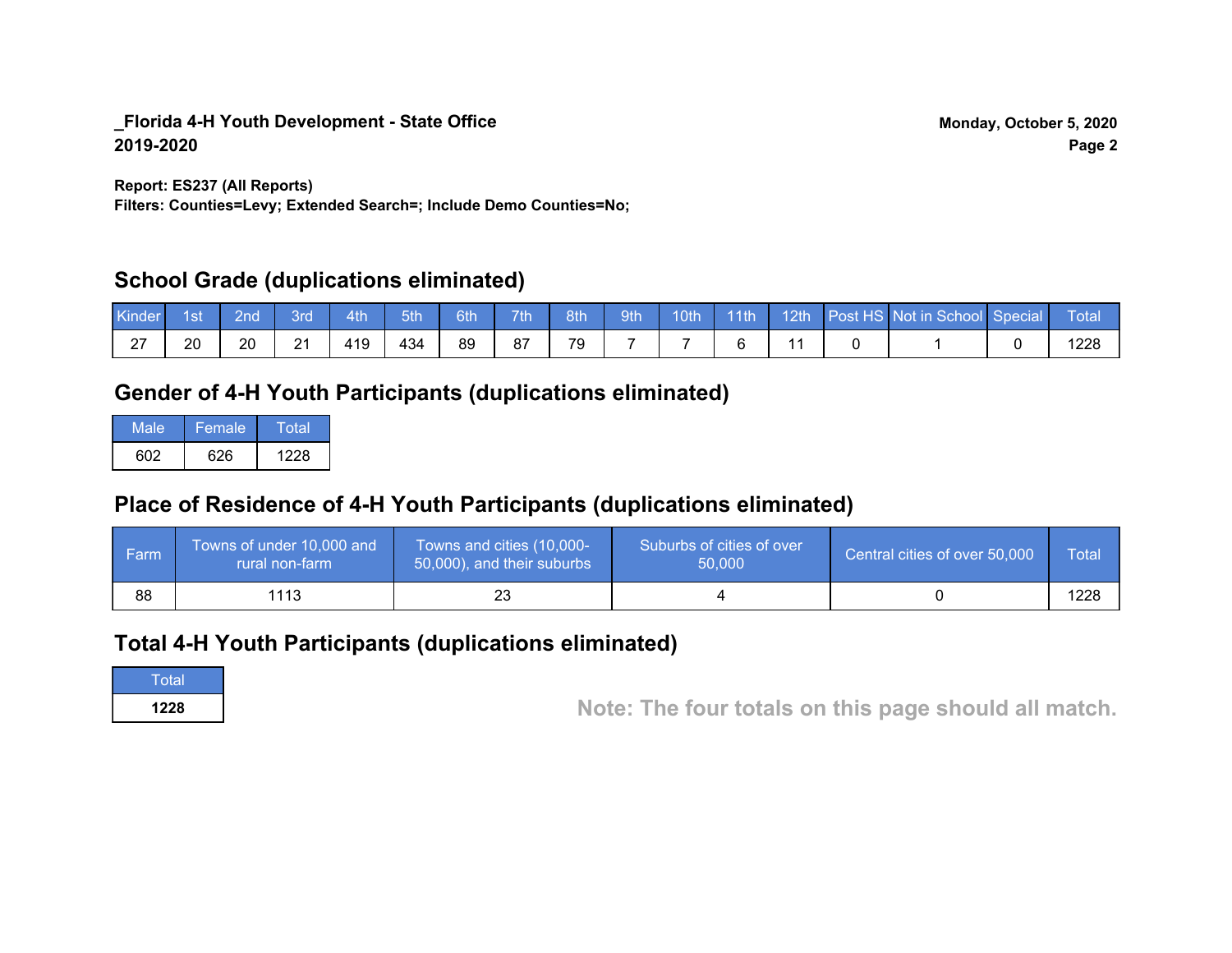**_Florida 4-H Youth Development - State Office**
**2019-2020**

**Monday, October 5, 2020**

**Report: ES237 (All Reports)**
**Filters: Counties=Levy; Extended Search=; Include Demo Counties=No;**

## School Grade (duplications eliminated)

| Kinder | 1st | 2nd | 3rd | 4th | 5th | 6th | 7th | 8th | 9th | 10th | 11th | 12th | Post HS | Not in School | Special | Total |
|---|---|---|---|---|---|---|---|---|---|---|---|---|---|---|---|---|
| 27 | 20 | 20 | 21 | 419 | 434 | 89 | 87 | 79 | 7 | 7 | 6 | 11 | 0 | 1 | 0 | 1228 |

## Gender of 4-H Youth Participants (duplications eliminated)

| Male | Female | Total |
|---|---|---|
| 602 | 626 | 1228 |

## Place of Residence of 4-H Youth Participants (duplications eliminated)

| Farm | Towns of under 10,000 and rural non-farm | Towns and cities (10,000-50,000), and their suburbs | Suburbs of cities of over 50,000 | Central cities of over 50,000 | Total |
|---|---|---|---|---|---|
| 88 | 1113 | 23 | 4 | 0 | 1228 |

## Total 4-H Youth Participants (duplications eliminated)

| Total |
|---|
| **1228** |

**Note: The four totals on this page should all match.**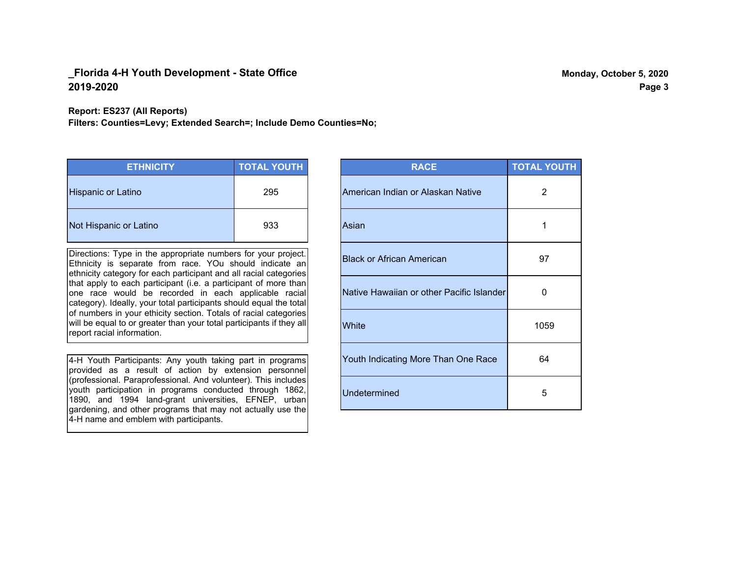## _Florida 4-H Youth Development - State Office
## 2019-2020

Monday, October 5, 2020

**Report: ES237 (All Reports)**
**Filters: Counties=Levy; Extended Search=; Include Demo Counties=No;**

| ETHNICITY | TOTAL YOUTH |
|---|---|
| Hispanic or Latino | 295 |
| Not Hispanic or Latino | 933 |

Directions: Type in the appropriate numbers for your project. Ethnicity is separate from race. YOu should indicate an ethnicity category for each participant and all racial categories that apply to each participant (i.e. a participant of more than one race would be recorded in each applicable racial category). Ideally, your total participants should equal the total of numbers in your ethicity section. Totals of racial categories will be equal to or greater than your total participants if they all report racial information.

4-H Youth Participants: Any youth taking part in programs provided as a result of action by extension personnel (professional. Paraprofessional. And volunteer). This includes youth participation in programs conducted through 1862, 1890, and 1994 land-grant universities, EFNEP, urban gardening, and other programs that may not actually use the 4-H name and emblem with participants.

| RACE | TOTAL YOUTH |
|---|---|
| American Indian or Alaskan Native | 2 |
| Asian | 1 |
| Black or African American | 97 |
| Native Hawaiian or other Pacific Islander | 0 |
| White | 1059 |
| Youth Indicating More Than One Race | 64 |
| Undetermined | 5 |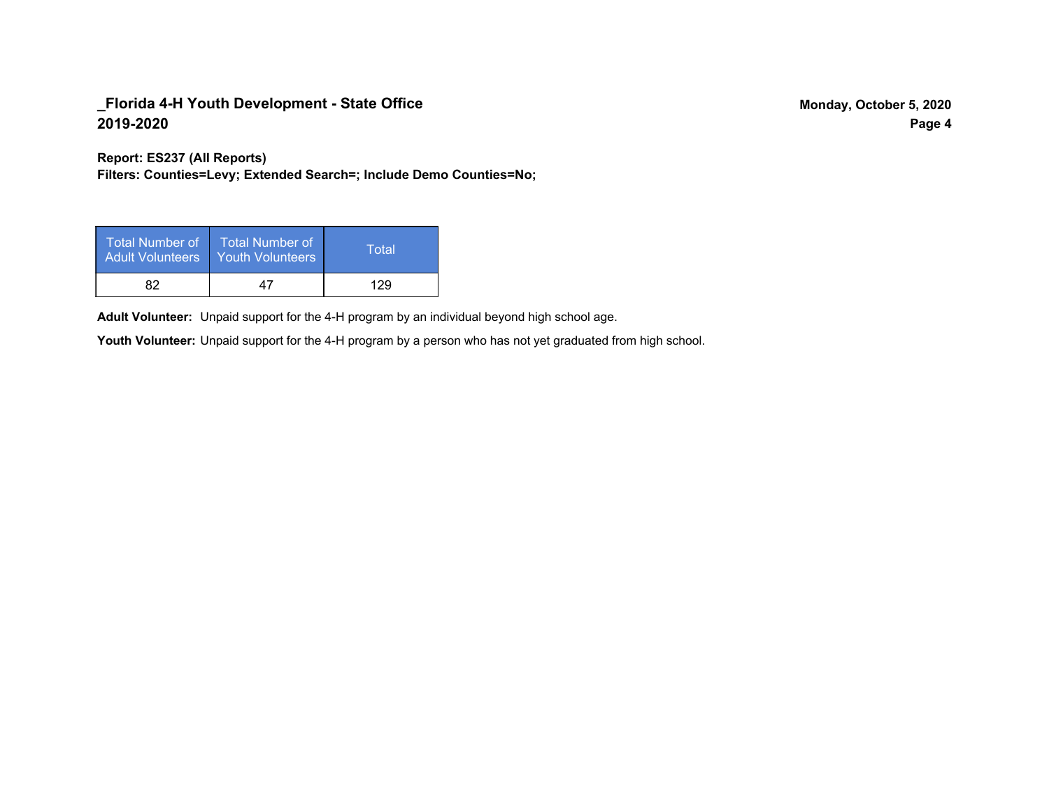**_Florida 4-H Youth Development - State Office**
**2019-2020**

**Report: ES237 (All Reports)**
**Filters: Counties=Levy; Extended Search=; Include Demo Counties=No;**

| Total Number of Adult Volunteers | Total Number of Youth Volunteers | Total |
|---|---|---|
| 82 | 47 | 129 |

**Adult Volunteer:** Unpaid support for the 4-H program by an individual beyond high school age.

**Youth Volunteer:** Unpaid support for the 4-H program by a person who has not yet graduated from high school.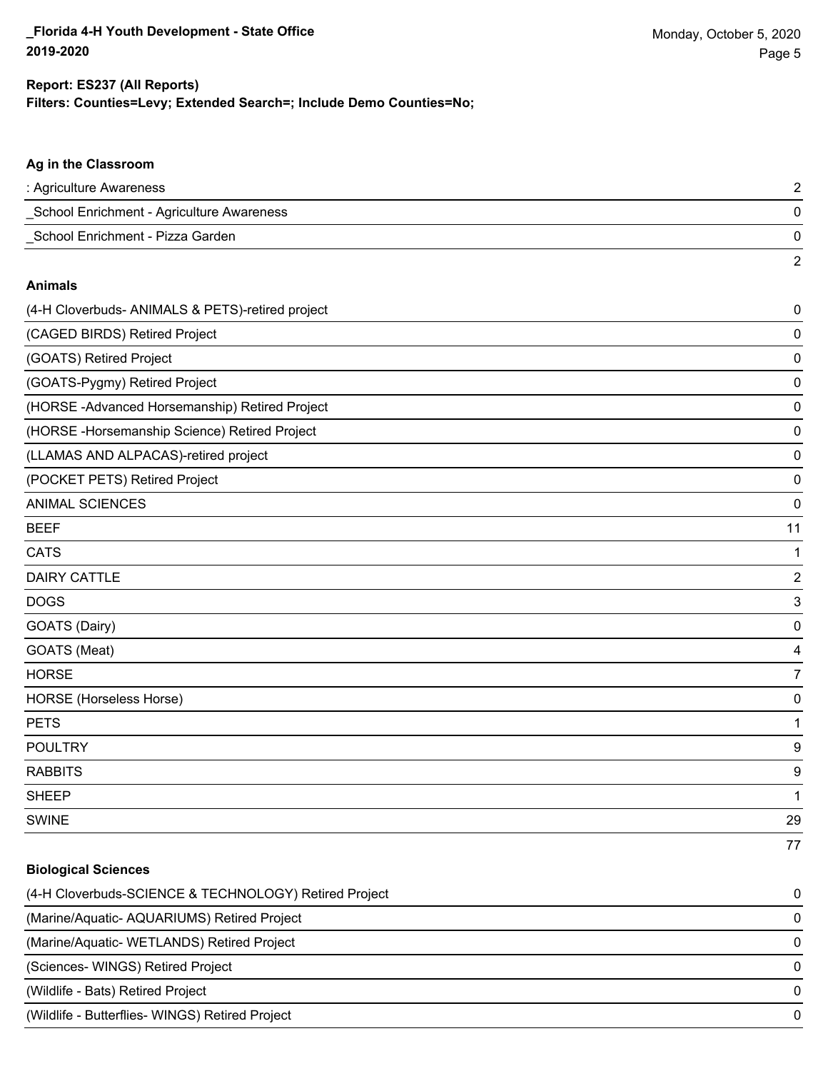**Report: ES237 (All Reports)**
**Filters: Counties=Levy; Extended Search=; Include Demo Counties=No;**

### Ag in the Classroom

| | |
|---|---|
| : Agriculture Awareness | 2 |
| _School Enrichment - Agriculture Awareness | 0 |
| _School Enrichment - Pizza Garden | 0 |
| | 2 |

### Animals

| | |
|---|---|
| (4-H Cloverbuds- ANIMALS & PETS)-retired project | 0 |
| (CAGED BIRDS) Retired Project | 0 |
| (GOATS) Retired Project | 0 |
| (GOATS-Pygmy) Retired Project | 0 |
| (HORSE -Advanced Horsemanship) Retired Project | 0 |
| (HORSE -Horsemanship Science) Retired Project | 0 |
| (LLAMAS AND ALPACAS)-retired project | 0 |
| (POCKET PETS) Retired Project | 0 |
| ANIMAL SCIENCES | 0 |
| BEEF | 11 |
| CATS | 1 |
| DAIRY CATTLE | 2 |
| DOGS | 3 |
| GOATS (Dairy) | 0 |
| GOATS (Meat) | 4 |
| HORSE | 7 |
| HORSE (Horseless Horse) | 0 |
| PETS | 1 |
| POULTRY | 9 |
| RABBITS | 9 |
| SHEEP | 1 |
| SWINE | 29 |
| | 77 |

### Biological Sciences

| | |
|---|---|
| (4-H Cloverbuds-SCIENCE & TECHNOLOGY) Retired Project | 0 |
| (Marine/Aquatic- AQUARIUMS) Retired Project | 0 |
| (Marine/Aquatic- WETLANDS) Retired Project | 0 |
| (Sciences- WINGS) Retired Project | 0 |
| (Wildlife - Bats) Retired Project | 0 |
| (Wildlife - Butterflies- WINGS) Retired Project | 0 |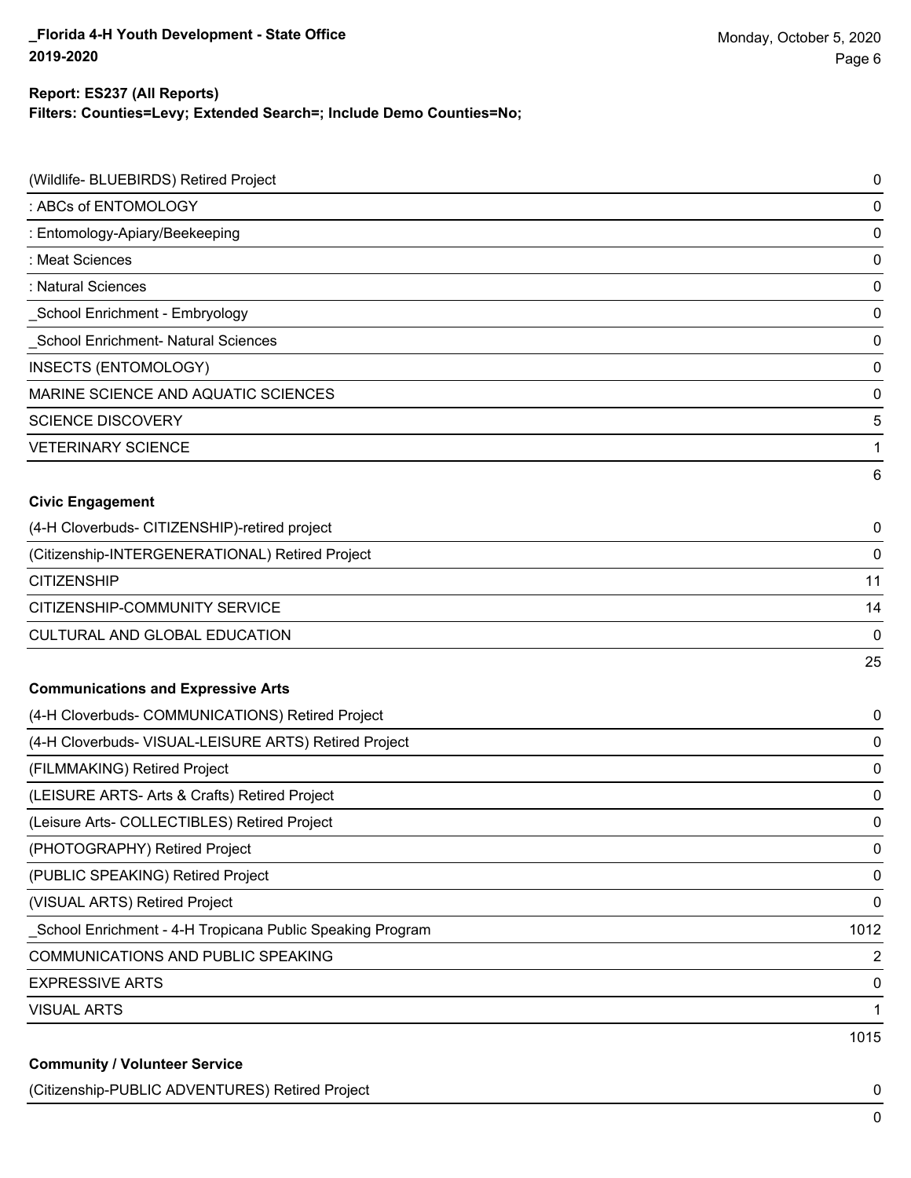**Report: ES237 (All Reports)**
**Filters: Counties=Levy; Extended Search=; Include Demo Counties=No;**

| | |
|---|---|
| (Wildlife- BLUEBIRDS) Retired Project | 0 |
| : ABCs of ENTOMOLOGY | 0 |
| : Entomology-Apiary/Beekeeping | 0 |
| : Meat Sciences | 0 |
| : Natural Sciences | 0 |
| _School Enrichment - Embryology | 0 |
| _School Enrichment- Natural Sciences | 0 |
| INSECTS (ENTOMOLOGY) | 0 |
| MARINE SCIENCE AND AQUATIC SCIENCES | 0 |
| SCIENCE DISCOVERY | 5 |
| VETERINARY SCIENCE | 1 |
| | 6 |

**Civic Engagement**

| | |
|---|---|
| (4-H Cloverbuds- CITIZENSHIP)-retired project | 0 |
| (Citizenship-INTERGENERATIONAL) Retired Project | 0 |
| CITIZENSHIP | 11 |
| CITIZENSHIP-COMMUNITY SERVICE | 14 |
| CULTURAL AND GLOBAL EDUCATION | 0 |
| | 25 |

**Communications and Expressive Arts**

| | |
|---|---|
| (4-H Cloverbuds- COMMUNICATIONS) Retired Project | 0 |
| (4-H Cloverbuds- VISUAL-LEISURE ARTS) Retired Project | 0 |
| (FILMMAKING) Retired Project | 0 |
| (LEISURE ARTS- Arts & Crafts) Retired Project | 0 |
| (Leisure Arts- COLLECTIBLES) Retired Project | 0 |
| (PHOTOGRAPHY) Retired Project | 0 |
| (PUBLIC SPEAKING) Retired Project | 0 |
| (VISUAL ARTS) Retired Project | 0 |
| _School Enrichment - 4-H Tropicana Public Speaking Program | 1012 |
| COMMUNICATIONS AND PUBLIC SPEAKING | 2 |
| EXPRESSIVE ARTS | 0 |
| VISUAL ARTS | 1 |
| | 1015 |

**Community / Volunteer Service**

| | |
|---|---|
| (Citizenship-PUBLIC ADVENTURES) Retired Project | 0 |
| | 0 |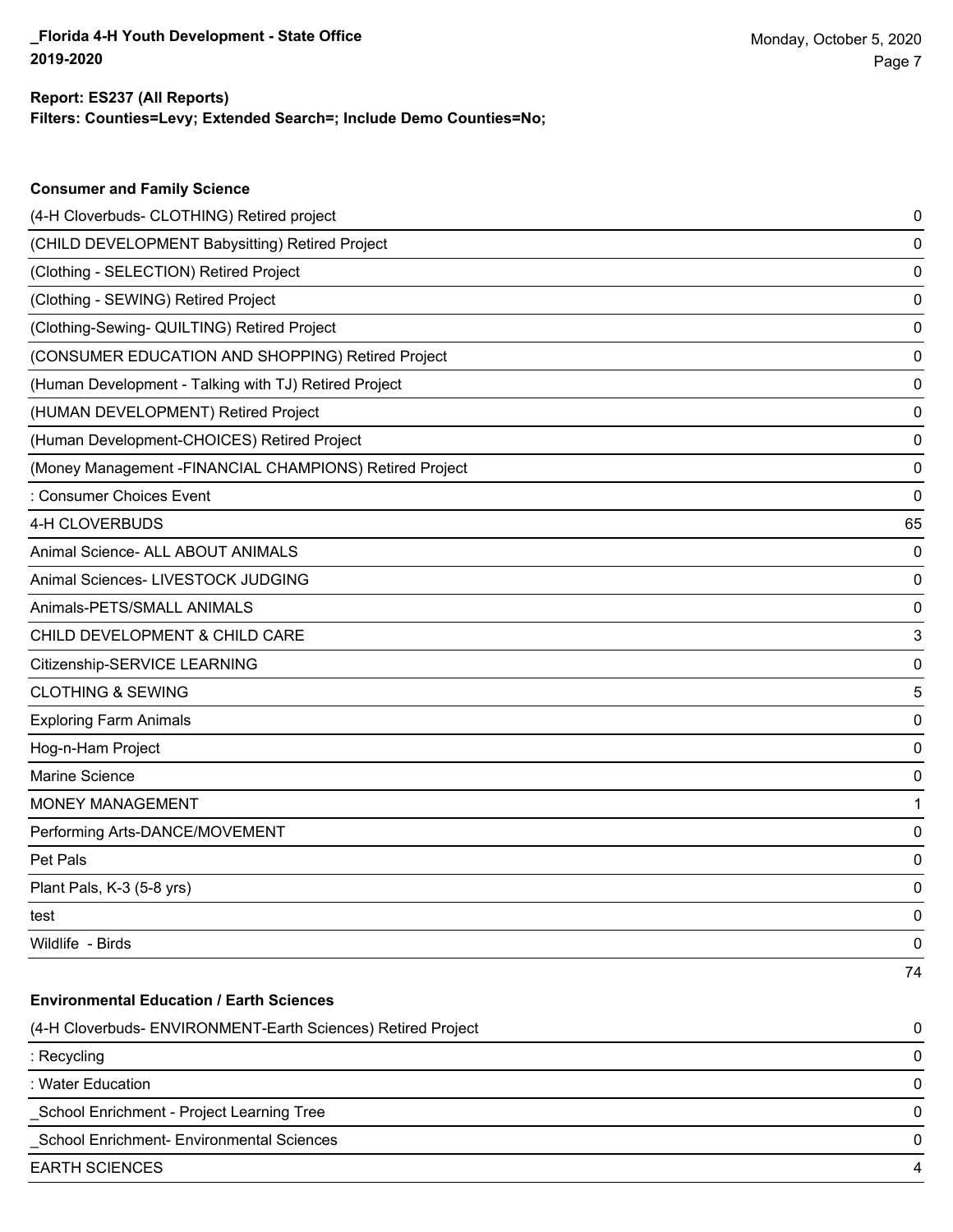**Report: ES237 (All Reports)**
**Filters: Counties=Levy; Extended Search=; Include Demo Counties=No;**

### Consumer and Family Science

| Project | Count |
| --- | --- |
| (4-H Cloverbuds- CLOTHING) Retired project | 0 |
| (CHILD DEVELOPMENT Babysitting) Retired Project | 0 |
| (Clothing - SELECTION) Retired Project | 0 |
| (Clothing - SEWING) Retired Project | 0 |
| (Clothing-Sewing- QUILTING) Retired Project | 0 |
| (CONSUMER EDUCATION AND SHOPPING) Retired Project | 0 |
| (Human Development - Talking with TJ) Retired Project | 0 |
| (HUMAN DEVELOPMENT) Retired Project | 0 |
| (Human Development-CHOICES) Retired Project | 0 |
| (Money Management -FINANCIAL CHAMPIONS) Retired Project | 0 |
| : Consumer Choices Event | 0 |
| 4-H CLOVERBUDS | 65 |
| Animal Science- ALL ABOUT ANIMALS | 0 |
| Animal Sciences- LIVESTOCK JUDGING | 0 |
| Animals-PETS/SMALL ANIMALS | 0 |
| CHILD DEVELOPMENT & CHILD CARE | 3 |
| Citizenship-SERVICE LEARNING | 0 |
| CLOTHING & SEWING | 5 |
| Exploring Farm Animals | 0 |
| Hog-n-Ham Project | 0 |
| Marine Science | 0 |
| MONEY MANAGEMENT | 1 |
| Performing Arts-DANCE/MOVEMENT | 0 |
| Pet Pals | 0 |
| Plant Pals, K-3 (5-8 yrs) | 0 |
| test | 0 |
| Wildlife - Birds | 0 |
| | 74 |

### Environmental Education / Earth Sciences

| Project | Count |
| --- | --- |
| (4-H Cloverbuds- ENVIRONMENT-Earth Sciences) Retired Project | 0 |
| : Recycling | 0 |
| : Water Education | 0 |
| _School Enrichment - Project Learning Tree | 0 |
| _School Enrichment- Environmental Sciences | 0 |
| EARTH SCIENCES | 4 |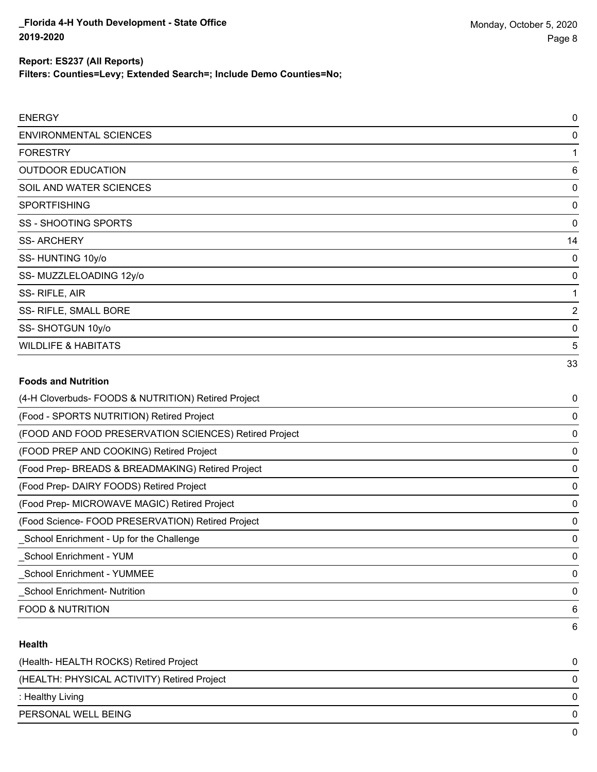**Report: ES237 (All Reports)**
**Filters: Counties=Levy; Extended Search=; Include Demo Counties=No;**

| | |
|---|---|
| ENERGY | 0 |
| ENVIRONMENTAL SCIENCES | 0 |
| FORESTRY | 1 |
| OUTDOOR EDUCATION | 6 |
| SOIL AND WATER SCIENCES | 0 |
| SPORTFISHING | 0 |
| SS - SHOOTING SPORTS | 0 |
| SS- ARCHERY | 14 |
| SS- HUNTING 10y/o | 0 |
| SS- MUZZLELOADING 12y/o | 0 |
| SS- RIFLE, AIR | 1 |
| SS- RIFLE, SMALL BORE | 2 |
| SS- SHOTGUN 10y/o | 0 |
| WILDLIFE & HABITATS | 5 |
| | 33 |

**Foods and Nutrition**

| | |
|---|---|
| (4-H Cloverbuds- FOODS & NUTRITION) Retired Project | 0 |
| (Food - SPORTS NUTRITION) Retired Project | 0 |
| (FOOD AND FOOD PRESERVATION SCIENCES) Retired Project | 0 |
| (FOOD PREP AND COOKING) Retired Project | 0 |
| (Food Prep- BREADS & BREADMAKING) Retired Project | 0 |
| (Food Prep- DAIRY FOODS) Retired Project | 0 |
| (Food Prep- MICROWAVE MAGIC) Retired Project | 0 |
| (Food Science- FOOD PRESERVATION) Retired Project | 0 |
| _School Enrichment - Up for the Challenge | 0 |
| _School Enrichment - YUM | 0 |
| _School Enrichment - YUMMEE | 0 |
| _School Enrichment- Nutrition | 0 |
| FOOD & NUTRITION | 6 |
| | 6 |

**Health**

| | |
|---|---|
| (Health- HEALTH ROCKS) Retired Project | 0 |
| (HEALTH: PHYSICAL ACTIVITY) Retired Project | 0 |
| : Healthy Living | 0 |
| PERSONAL WELL BEING | 0 |
| | 0 |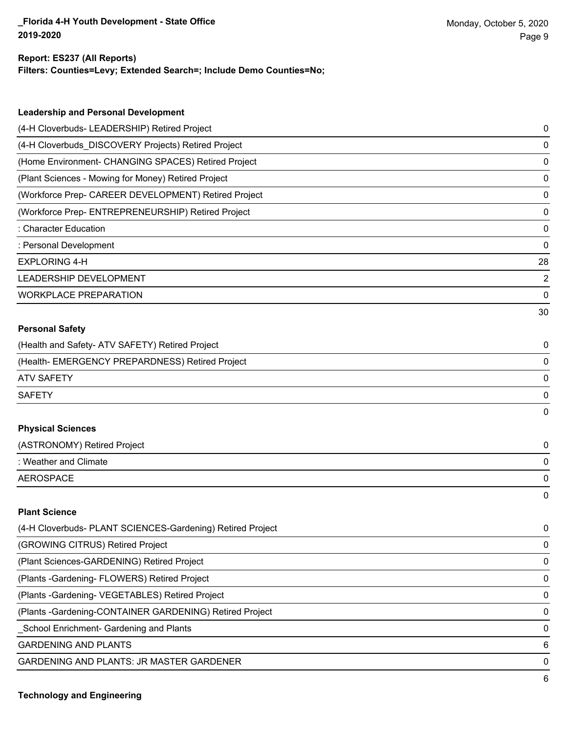**Report: ES237 (All Reports)**
**Filters: Counties=Levy; Extended Search=; Include Demo Counties=No;**

### Leadership and Personal Development

| Project | Count |
|---|---|
| (4-H Cloverbuds- LEADERSHIP) Retired Project | 0 |
| (4-H Cloverbuds_DISCOVERY Projects) Retired Project | 0 |
| (Home Environment- CHANGING SPACES) Retired Project | 0 |
| (Plant Sciences - Mowing for Money) Retired Project | 0 |
| (Workforce Prep- CAREER DEVELOPMENT) Retired Project | 0 |
| (Workforce Prep- ENTREPRENEURSHIP) Retired Project | 0 |
| : Character Education | 0 |
| : Personal Development | 0 |
| EXPLORING 4-H | 28 |
| LEADERSHIP DEVELOPMENT | 2 |
| WORKPLACE PREPARATION | 0 |
| | 30 |

### Personal Safety

| Project | Count |
|---|---|
| (Health and Safety- ATV SAFETY) Retired Project | 0 |
| (Health- EMERGENCY PREPARDNESS) Retired Project | 0 |
| ATV SAFETY | 0 |
| SAFETY | 0 |
| | 0 |

### Physical Sciences

| Project | Count |
|---|---|
| (ASTRONOMY) Retired Project | 0 |
| : Weather and Climate | 0 |
| AEROSPACE | 0 |
| | 0 |

### Plant Science

| Project | Count |
|---|---|
| (4-H Cloverbuds- PLANT SCIENCES-Gardening) Retired Project | 0 |
| (GROWING CITRUS) Retired Project | 0 |
| (Plant Sciences-GARDENING) Retired Project | 0 |
| (Plants -Gardening- FLOWERS) Retired Project | 0 |
| (Plants -Gardening- VEGETABLES) Retired Project | 0 |
| (Plants -Gardening-CONTAINER GARDENING) Retired Project | 0 |
| _School Enrichment- Gardening and Plants | 0 |
| GARDENING AND PLANTS | 6 |
| GARDENING AND PLANTS: JR MASTER GARDENER | 0 |
| | 6 |

### Technology and Engineering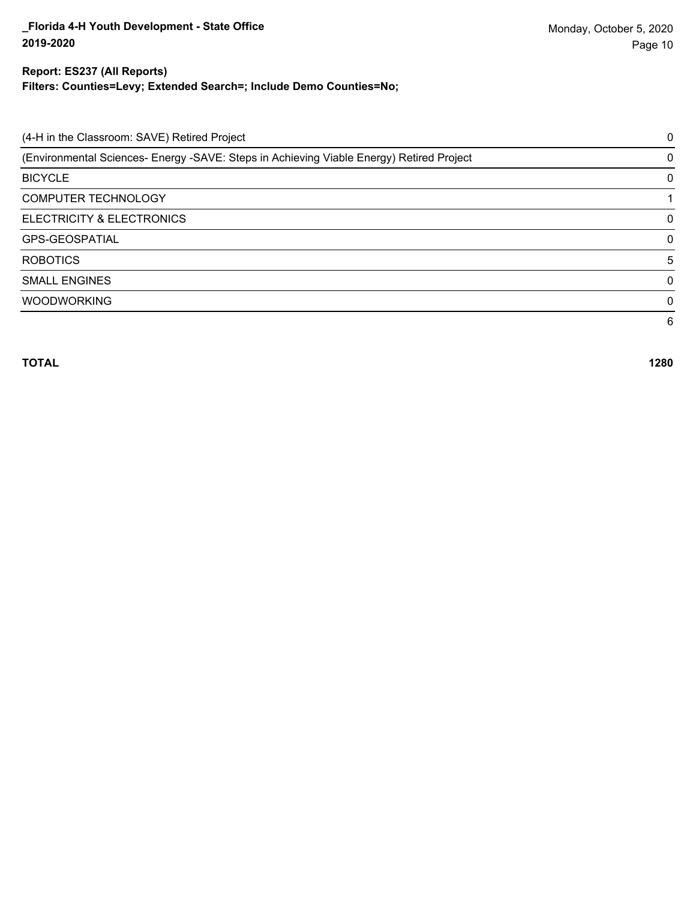**Report: ES237 (All Reports)**
**Filters: Counties=Levy; Extended Search=; Include Demo Counties=No;**

| | |
|---|---|
| (4-H in the Classroom: SAVE) Retired Project | 0 |
| (Environmental Sciences- Energy -SAVE: Steps in Achieving Viable Energy) Retired Project | 0 |
| BICYCLE | 0 |
| COMPUTER TECHNOLOGY | 1 |
| ELECTRICITY & ELECTRONICS | 0 |
| GPS-GEOSPATIAL | 0 |
| ROBOTICS | 5 |
| SMALL ENGINES | 0 |
| WOODWORKING | 0 |
| | 6 |

| | |
|---|---|
| **TOTAL** | **1280** |